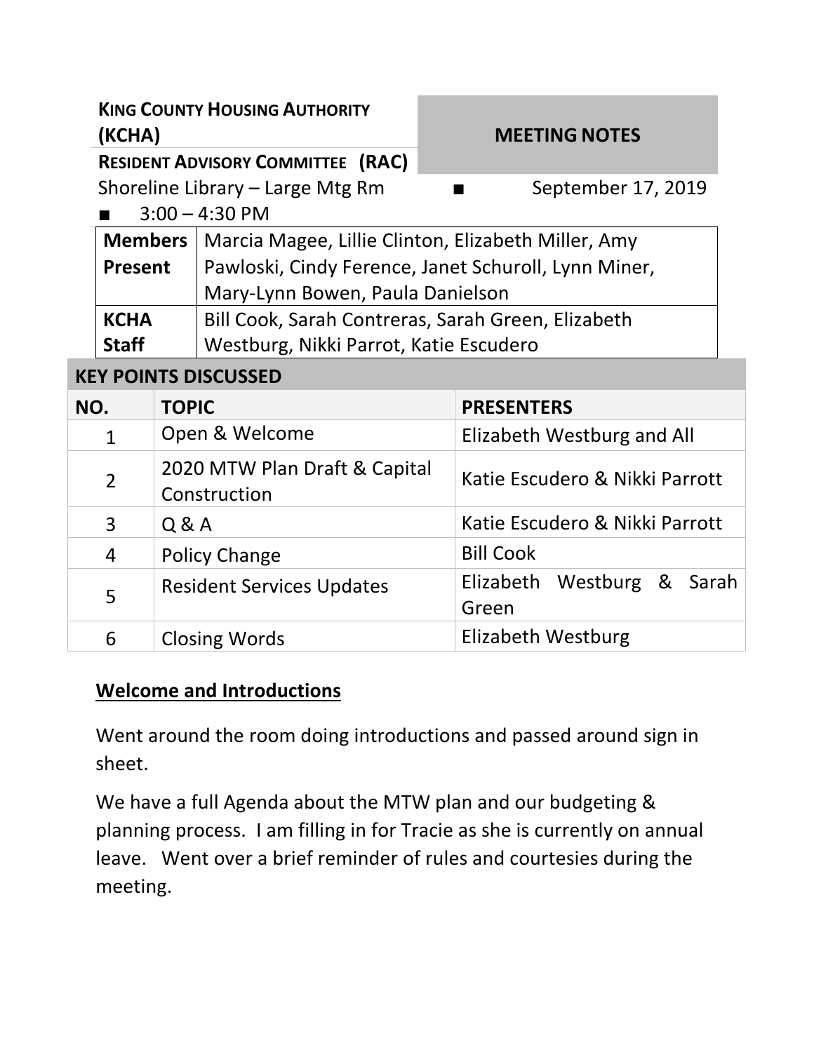**KING COUNTY HOUSING AUTHORITY (KCHA)**

**RESIDENT ADVISORY COMMITTEE (RAC)**

**MEETING NOTES**

Shoreline Library – Large Mtg Rm ■ September 17, 2019

■ 3:00 – 4:30 PM

| | |
|---|---|
| **Members Present** | Marcia Magee, Lillie Clinton, Elizabeth Miller, Amy Pawloski, Cindy Ference, Janet Schuroll, Lynn Miner, Mary-Lynn Bowen, Paula Danielson |
| **KCHA Staff** | Bill Cook, Sarah Contreras, Sarah Green, Elizabeth Westburg, Nikki Parrot, Katie Escudero |

**KEY POINTS DISCUSSED**

| NO. | TOPIC | PRESENTERS |
|---|---|---|
| 1 | Open & Welcome | Elizabeth Westburg and All |
| 2 | 2020 MTW Plan Draft & Capital Construction | Katie Escudero & Nikki Parrott |
| 3 | Q & A | Katie Escudero & Nikki Parrott |
| 4 | Policy Change | Bill Cook |
| 5 | Resident Services Updates | Elizabeth Westburg & Sarah Green |
| 6 | Closing Words | Elizabeth Westburg |

## Welcome and Introductions

Went around the room doing introductions and passed around sign in sheet.

We have a full Agenda about the MTW plan and our budgeting & planning process. I am filling in for Tracie as she is currently on annual leave. Went over a brief reminder of rules and courtesies during the meeting.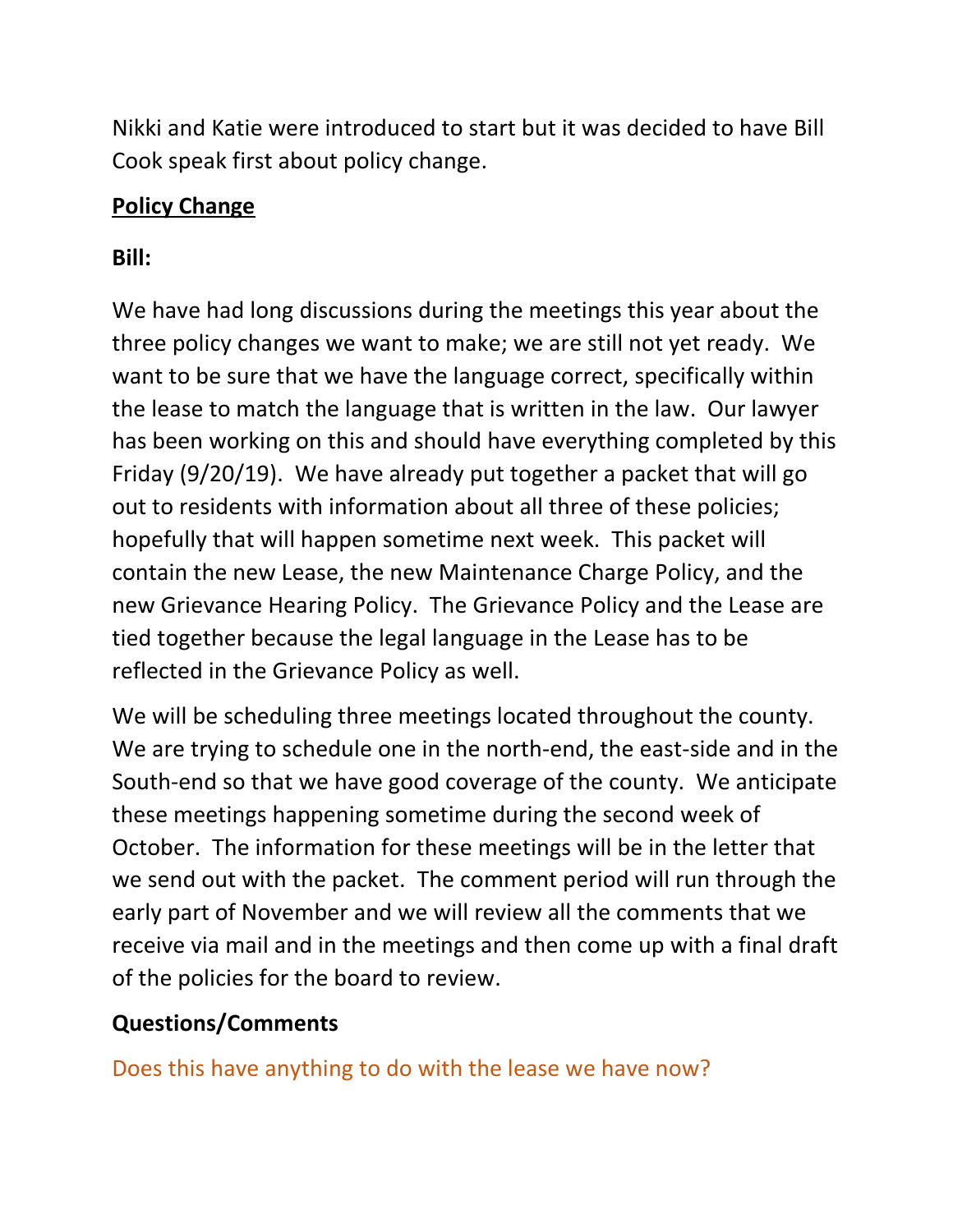Nikki and Katie were introduced to start but it was decided to have Bill Cook speak first about policy change.

## Policy Change

**Bill:**

We have had long discussions during the meetings this year about the three policy changes we want to make; we are still not yet ready. We want to be sure that we have the language correct, specifically within the lease to match the language that is written in the law. Our lawyer has been working on this and should have everything completed by this Friday (9/20/19). We have already put together a packet that will go out to residents with information about all three of these policies; hopefully that will happen sometime next week. This packet will contain the new Lease, the new Maintenance Charge Policy, and the new Grievance Hearing Policy. The Grievance Policy and the Lease are tied together because the legal language in the Lease has to be reflected in the Grievance Policy as well.

We will be scheduling three meetings located throughout the county. We are trying to schedule one in the north-end, the east-side and in the South-end so that we have good coverage of the county. We anticipate these meetings happening sometime during the second week of October. The information for these meetings will be in the letter that we send out with the packet. The comment period will run through the early part of November and we will review all the comments that we receive via mail and in the meetings and then come up with a final draft of the policies for the board to review.

**Questions/Comments**

Does this have anything to do with the lease we have now?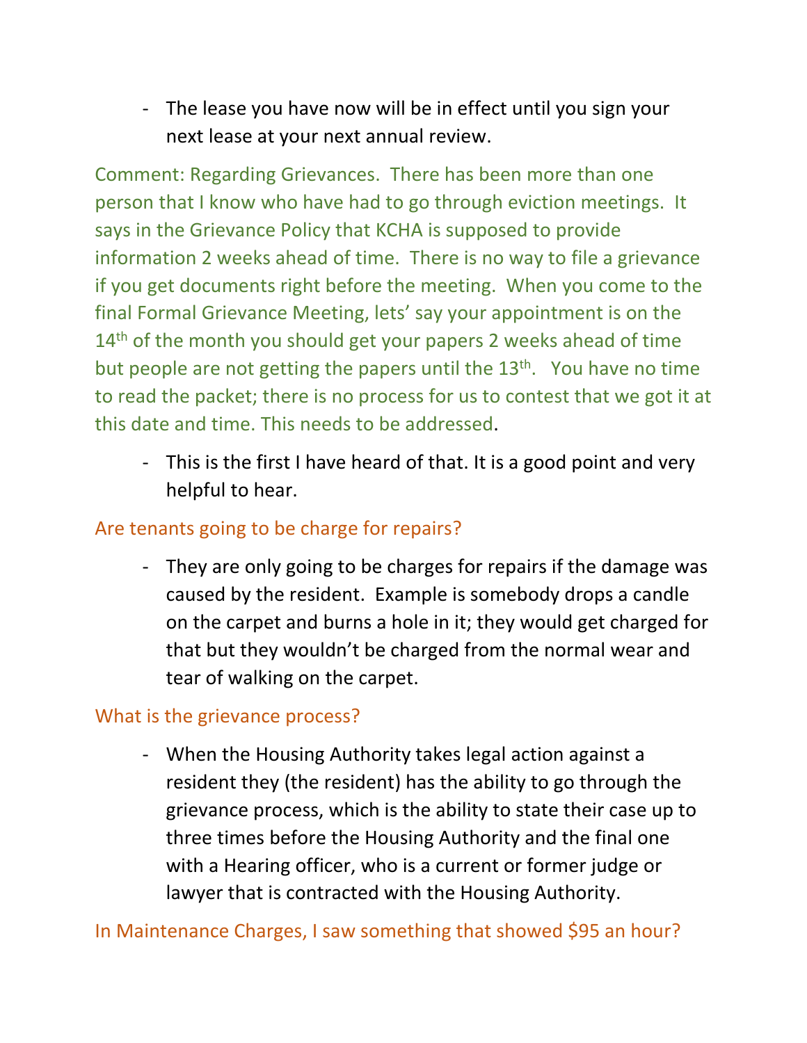- The lease you have now will be in effect until you sign your next lease at your next annual review.

Comment: Regarding Grievances. There has been more than one person that I know who have had to go through eviction meetings. It says in the Grievance Policy that KCHA is supposed to provide information 2 weeks ahead of time. There is no way to file a grievance if you get documents right before the meeting. When you come to the final Formal Grievance Meeting, lets' say your appointment is on the 14th of the month you should get your papers 2 weeks ahead of time but people are not getting the papers until the 13th. You have no time to read the packet; there is no process for us to contest that we got it at this date and time. This needs to be addressed.

- This is the first I have heard of that. It is a good point and very helpful to hear.

Are tenants going to be charge for repairs?

- They are only going to be charges for repairs if the damage was caused by the resident. Example is somebody drops a candle on the carpet and burns a hole in it; they would get charged for that but they wouldn't be charged from the normal wear and tear of walking on the carpet.

What is the grievance process?

- When the Housing Authority takes legal action against a resident they (the resident) has the ability to go through the grievance process, which is the ability to state their case up to three times before the Housing Authority and the final one with a Hearing officer, who is a current or former judge or lawyer that is contracted with the Housing Authority.

In Maintenance Charges, I saw something that showed $95 an hour?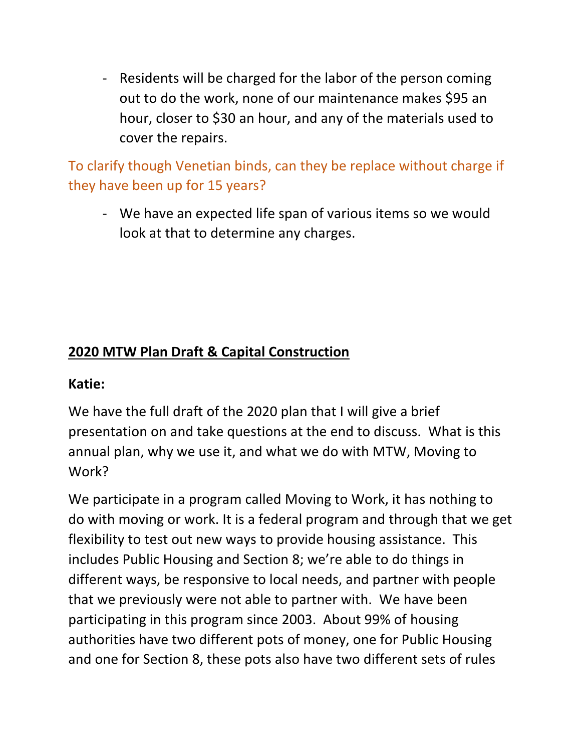- Residents will be charged for the labor of the person coming out to do the work, none of our maintenance makes $95 an hour, closer to $30 an hour, and any of the materials used to cover the repairs.

To clarify though Venetian binds, can they be replace without charge if they have been up for 15 years?

- We have an expected life span of various items so we would look at that to determine any charges.

## 2020 MTW Plan Draft & Capital Construction

**Katie:**

We have the full draft of the 2020 plan that I will give a brief presentation on and take questions at the end to discuss. What is this annual plan, why we use it, and what we do with MTW, Moving to Work?

We participate in a program called Moving to Work, it has nothing to do with moving or work. It is a federal program and through that we get flexibility to test out new ways to provide housing assistance. This includes Public Housing and Section 8; we're able to do things in different ways, be responsive to local needs, and partner with people that we previously were not able to partner with. We have been participating in this program since 2003. About 99% of housing authorities have two different pots of money, one for Public Housing and one for Section 8, these pots also have two different sets of rules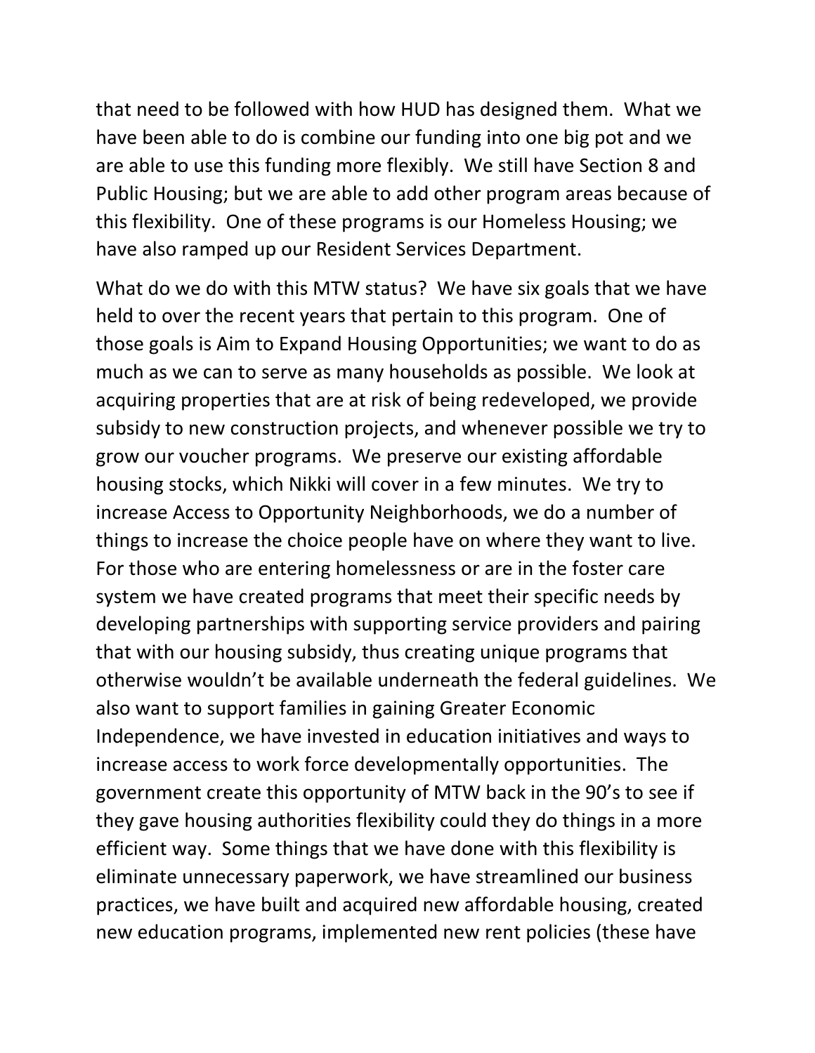that need to be followed with how HUD has designed them. What we have been able to do is combine our funding into one big pot and we are able to use this funding more flexibly. We still have Section 8 and Public Housing; but we are able to add other program areas because of this flexibility. One of these programs is our Homeless Housing; we have also ramped up our Resident Services Department.

What do we do with this MTW status? We have six goals that we have held to over the recent years that pertain to this program. One of those goals is Aim to Expand Housing Opportunities; we want to do as much as we can to serve as many households as possible. We look at acquiring properties that are at risk of being redeveloped, we provide subsidy to new construction projects, and whenever possible we try to grow our voucher programs. We preserve our existing affordable housing stocks, which Nikki will cover in a few minutes. We try to increase Access to Opportunity Neighborhoods, we do a number of things to increase the choice people have on where they want to live. For those who are entering homelessness or are in the foster care system we have created programs that meet their specific needs by developing partnerships with supporting service providers and pairing that with our housing subsidy, thus creating unique programs that otherwise wouldn't be available underneath the federal guidelines. We also want to support families in gaining Greater Economic Independence, we have invested in education initiatives and ways to increase access to work force developmentally opportunities. The government create this opportunity of MTW back in the 90's to see if they gave housing authorities flexibility could they do things in a more efficient way. Some things that we have done with this flexibility is eliminate unnecessary paperwork, we have streamlined our business practices, we have built and acquired new affordable housing, created new education programs, implemented new rent policies (these have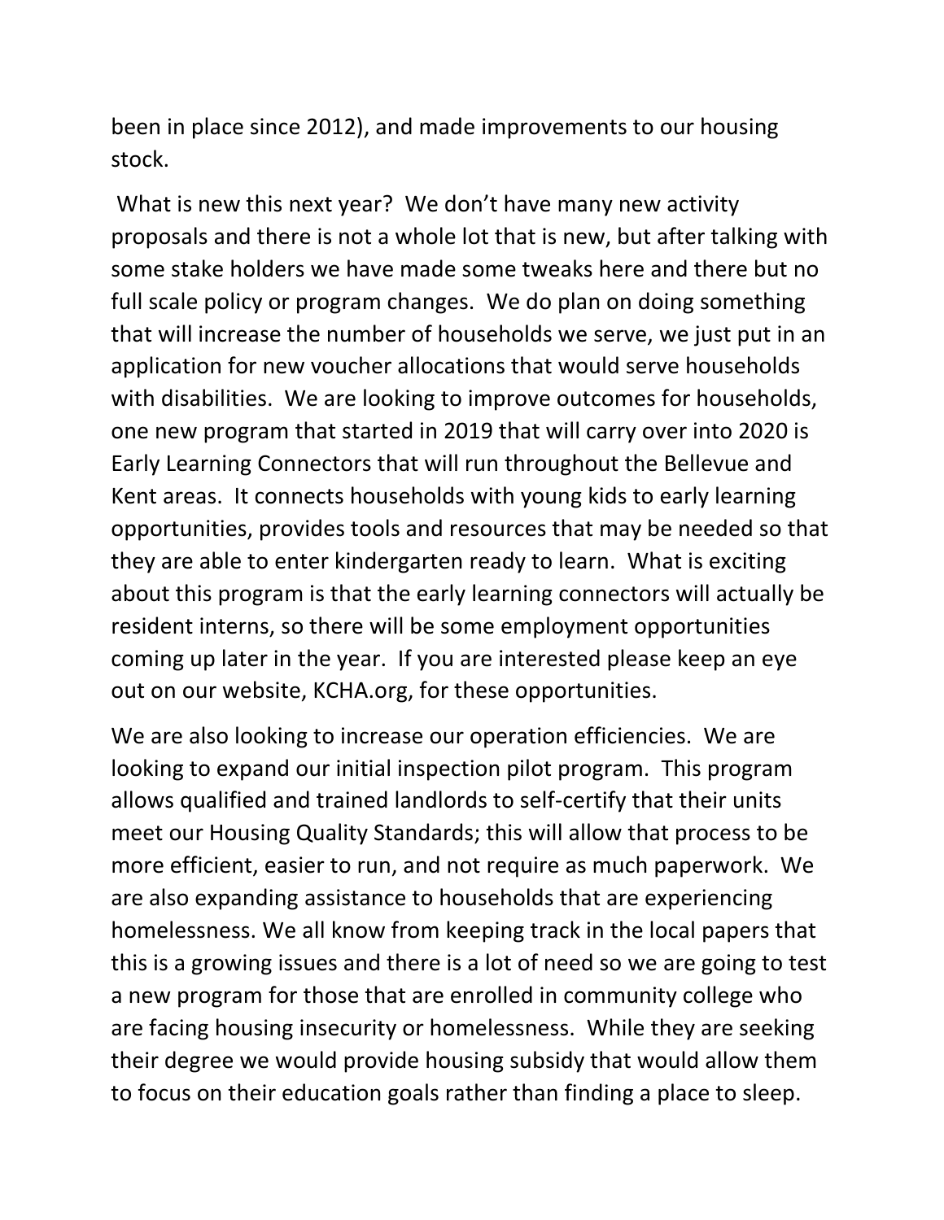been in place since 2012), and made improvements to our housing stock.

What is new this next year? We don't have many new activity proposals and there is not a whole lot that is new, but after talking with some stake holders we have made some tweaks here and there but no full scale policy or program changes. We do plan on doing something that will increase the number of households we serve, we just put in an application for new voucher allocations that would serve households with disabilities. We are looking to improve outcomes for households, one new program that started in 2019 that will carry over into 2020 is Early Learning Connectors that will run throughout the Bellevue and Kent areas. It connects households with young kids to early learning opportunities, provides tools and resources that may be needed so that they are able to enter kindergarten ready to learn. What is exciting about this program is that the early learning connectors will actually be resident interns, so there will be some employment opportunities coming up later in the year. If you are interested please keep an eye out on our website, KCHA.org, for these opportunities.

We are also looking to increase our operation efficiencies. We are looking to expand our initial inspection pilot program. This program allows qualified and trained landlords to self-certify that their units meet our Housing Quality Standards; this will allow that process to be more efficient, easier to run, and not require as much paperwork. We are also expanding assistance to households that are experiencing homelessness. We all know from keeping track in the local papers that this is a growing issues and there is a lot of need so we are going to test a new program for those that are enrolled in community college who are facing housing insecurity or homelessness. While they are seeking their degree we would provide housing subsidy that would allow them to focus on their education goals rather than finding a place to sleep.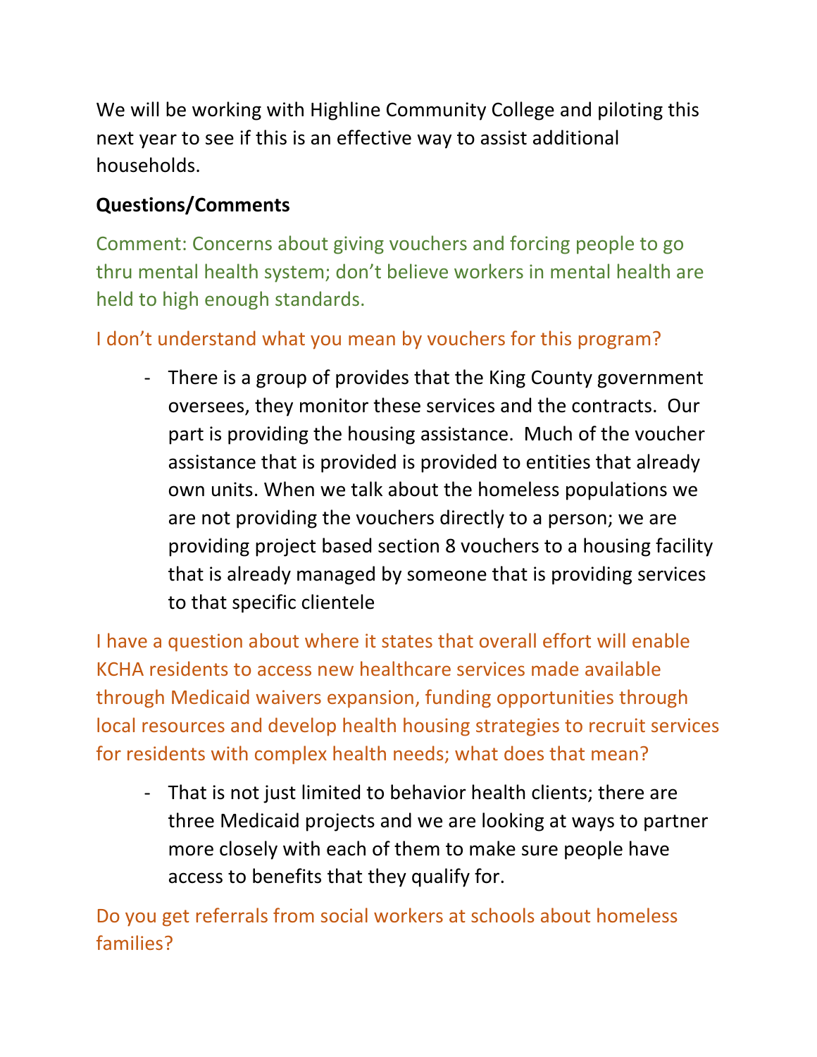We will be working with Highline Community College and piloting this next year to see if this is an effective way to assist additional households.

**Questions/Comments**

Comment: Concerns about giving vouchers and forcing people to go thru mental health system; don't believe workers in mental health are held to high enough standards.

I don't understand what you mean by vouchers for this program?

- There is a group of provides that the King County government oversees, they monitor these services and the contracts. Our part is providing the housing assistance. Much of the voucher assistance that is provided is provided to entities that already own units. When we talk about the homeless populations we are not providing the vouchers directly to a person; we are providing project based section 8 vouchers to a housing facility that is already managed by someone that is providing services to that specific clientele

I have a question about where it states that overall effort will enable KCHA residents to access new healthcare services made available through Medicaid waivers expansion, funding opportunities through local resources and develop health housing strategies to recruit services for residents with complex health needs; what does that mean?

- That is not just limited to behavior health clients; there are three Medicaid projects and we are looking at ways to partner more closely with each of them to make sure people have access to benefits that they qualify for.

Do you get referrals from social workers at schools about homeless families?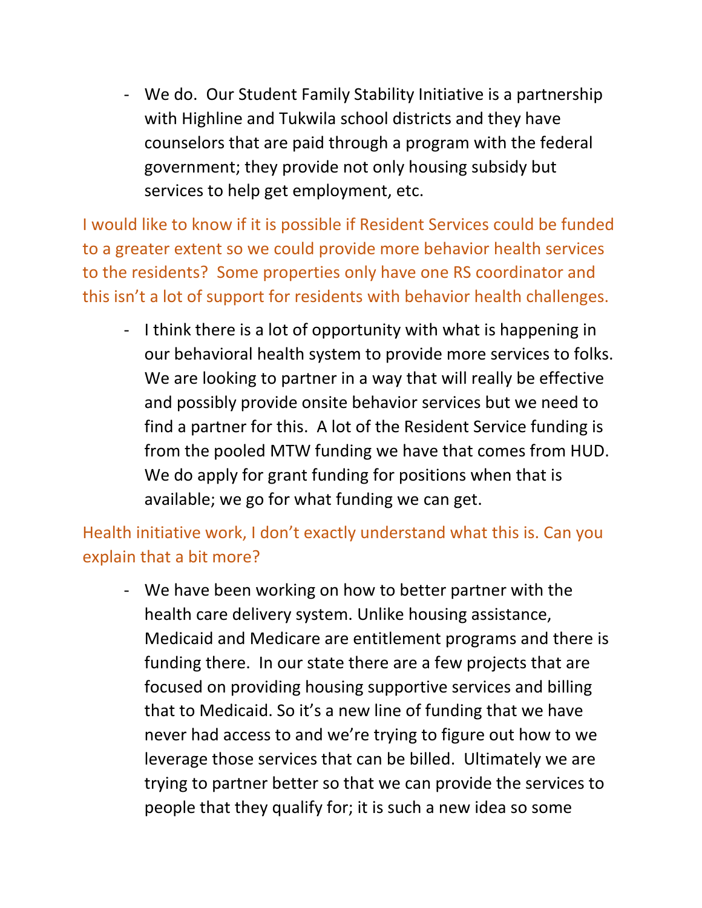- We do. Our Student Family Stability Initiative is a partnership with Highline and Tukwila school districts and they have counselors that are paid through a program with the federal government; they provide not only housing subsidy but services to help get employment, etc.

I would like to know if it is possible if Resident Services could be funded to a greater extent so we could provide more behavior health services to the residents? Some properties only have one RS coordinator and this isn't a lot of support for residents with behavior health challenges.

- I think there is a lot of opportunity with what is happening in our behavioral health system to provide more services to folks. We are looking to partner in a way that will really be effective and possibly provide onsite behavior services but we need to find a partner for this. A lot of the Resident Service funding is from the pooled MTW funding we have that comes from HUD. We do apply for grant funding for positions when that is available; we go for what funding we can get.

Health initiative work, I don't exactly understand what this is. Can you explain that a bit more?

- We have been working on how to better partner with the health care delivery system. Unlike housing assistance, Medicaid and Medicare are entitlement programs and there is funding there. In our state there are a few projects that are focused on providing housing supportive services and billing that to Medicaid. So it's a new line of funding that we have never had access to and we're trying to figure out how to we leverage those services that can be billed. Ultimately we are trying to partner better so that we can provide the services to people that they qualify for; it is such a new idea so some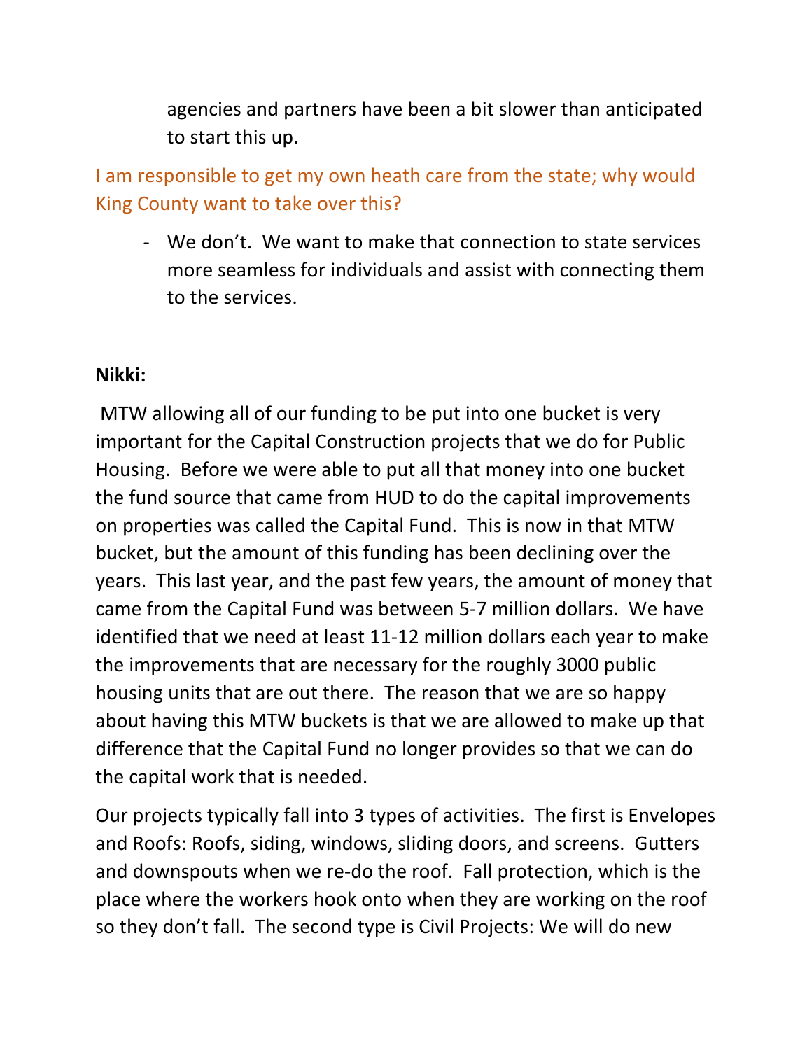agencies and partners have been a bit slower than anticipated to start this up.

I am responsible to get my own heath care from the state; why would King County want to take over this?

- We don't. We want to make that connection to state services more seamless for individuals and assist with connecting them to the services.

**Nikki:**

MTW allowing all of our funding to be put into one bucket is very important for the Capital Construction projects that we do for Public Housing. Before we were able to put all that money into one bucket the fund source that came from HUD to do the capital improvements on properties was called the Capital Fund. This is now in that MTW bucket, but the amount of this funding has been declining over the years. This last year, and the past few years, the amount of money that came from the Capital Fund was between 5-7 million dollars. We have identified that we need at least 11-12 million dollars each year to make the improvements that are necessary for the roughly 3000 public housing units that are out there. The reason that we are so happy about having this MTW buckets is that we are allowed to make up that difference that the Capital Fund no longer provides so that we can do the capital work that is needed.

Our projects typically fall into 3 types of activities. The first is Envelopes and Roofs: Roofs, siding, windows, sliding doors, and screens. Gutters and downspouts when we re-do the roof. Fall protection, which is the place where the workers hook onto when they are working on the roof so they don't fall. The second type is Civil Projects: We will do new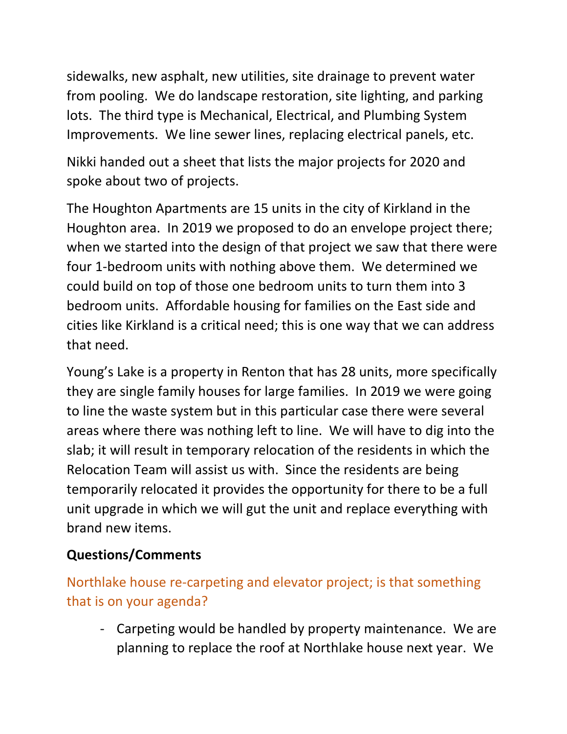sidewalks, new asphalt, new utilities, site drainage to prevent water from pooling. We do landscape restoration, site lighting, and parking lots. The third type is Mechanical, Electrical, and Plumbing System Improvements. We line sewer lines, replacing electrical panels, etc.

Nikki handed out a sheet that lists the major projects for 2020 and spoke about two of projects.

The Houghton Apartments are 15 units in the city of Kirkland in the Houghton area. In 2019 we proposed to do an envelope project there; when we started into the design of that project we saw that there were four 1-bedroom units with nothing above them. We determined we could build on top of those one bedroom units to turn them into 3 bedroom units. Affordable housing for families on the East side and cities like Kirkland is a critical need; this is one way that we can address that need.

Young's Lake is a property in Renton that has 28 units, more specifically they are single family houses for large families. In 2019 we were going to line the waste system but in this particular case there were several areas where there was nothing left to line. We will have to dig into the slab; it will result in temporary relocation of the residents in which the Relocation Team will assist us with. Since the residents are being temporarily relocated it provides the opportunity for there to be a full unit upgrade in which we will gut the unit and replace everything with brand new items.

**Questions/Comments**

Northlake house re-carpeting and elevator project; is that something that is on your agenda?

- Carpeting would be handled by property maintenance. We are planning to replace the roof at Northlake house next year. We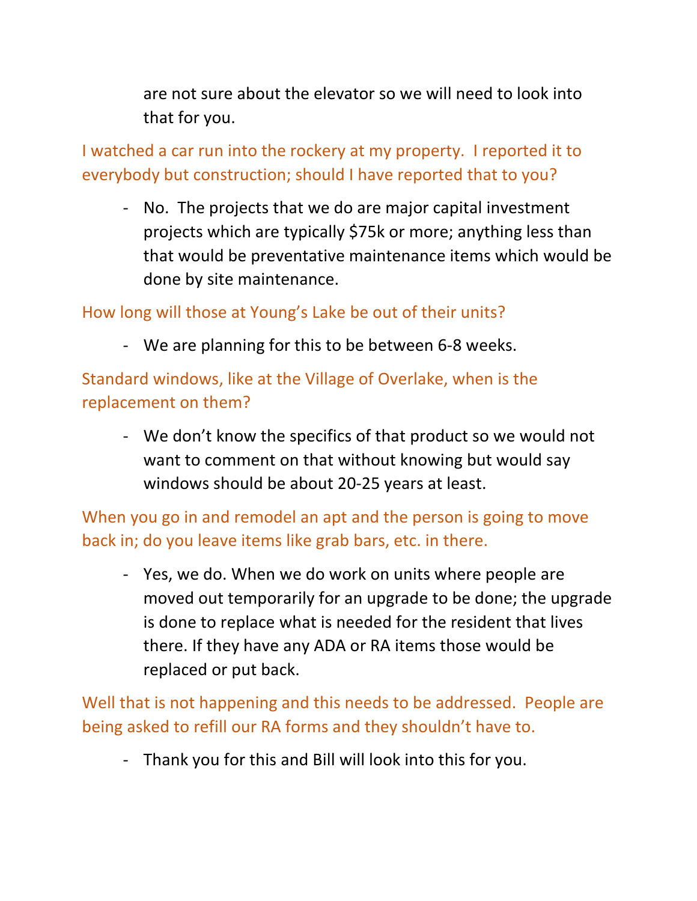are not sure about the elevator so we will need to look into that for you.

I watched a car run into the rockery at my property. I reported it to everybody but construction; should I have reported that to you?

- No. The projects that we do are major capital investment projects which are typically $75k or more; anything less than that would be preventative maintenance items which would be done by site maintenance.

How long will those at Young's Lake be out of their units?

- We are planning for this to be between 6-8 weeks.

Standard windows, like at the Village of Overlake, when is the replacement on them?

- We don't know the specifics of that product so we would not want to comment on that without knowing but would say windows should be about 20-25 years at least.

When you go in and remodel an apt and the person is going to move back in; do you leave items like grab bars, etc. in there.

- Yes, we do. When we do work on units where people are moved out temporarily for an upgrade to be done; the upgrade is done to replace what is needed for the resident that lives there. If they have any ADA or RA items those would be replaced or put back.

Well that is not happening and this needs to be addressed. People are being asked to refill our RA forms and they shouldn't have to.

- Thank you for this and Bill will look into this for you.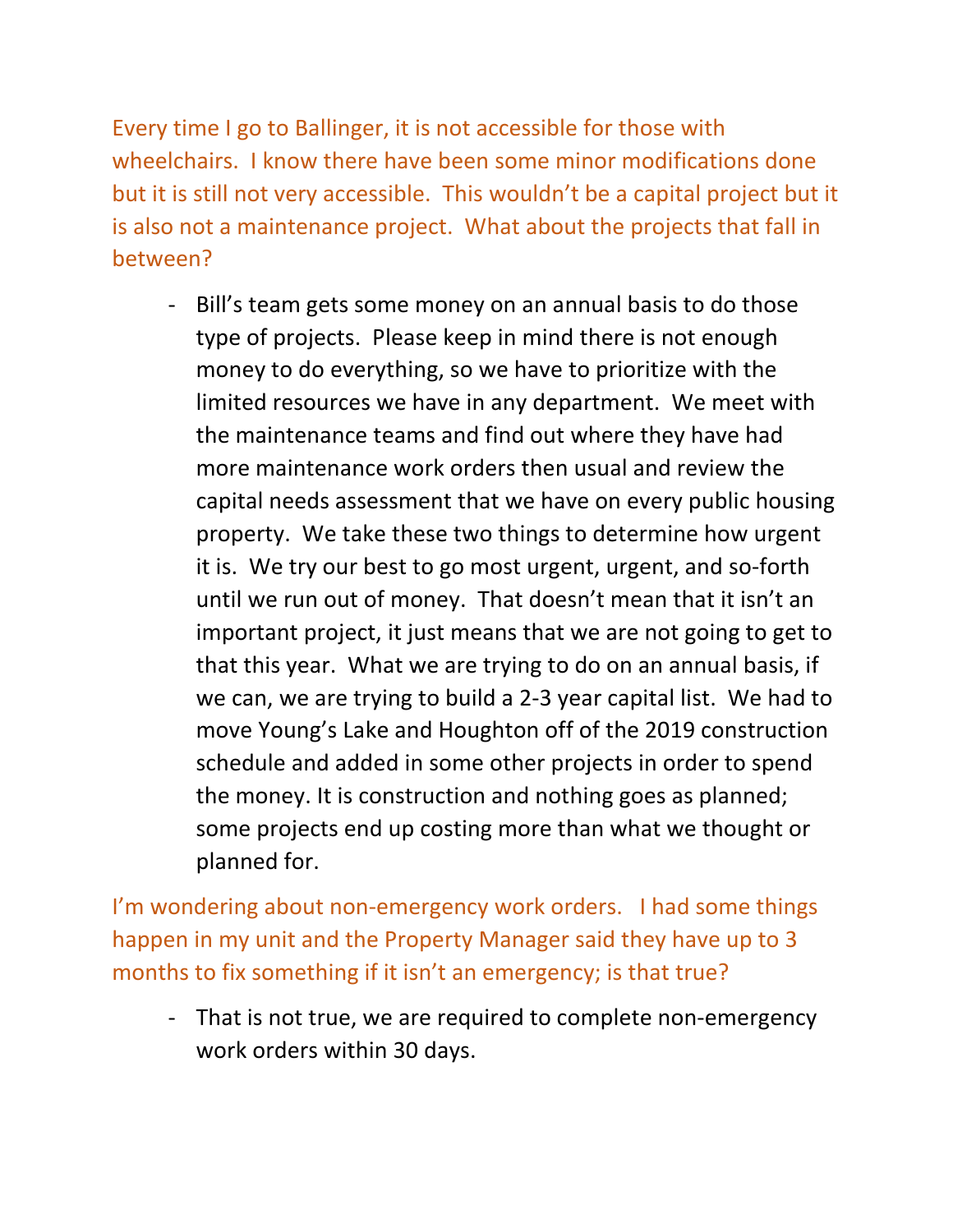Every time I go to Ballinger, it is not accessible for those with wheelchairs. I know there have been some minor modifications done but it is still not very accessible. This wouldn't be a capital project but it is also not a maintenance project. What about the projects that fall in between?

- Bill's team gets some money on an annual basis to do those type of projects. Please keep in mind there is not enough money to do everything, so we have to prioritize with the limited resources we have in any department. We meet with the maintenance teams and find out where they have had more maintenance work orders then usual and review the capital needs assessment that we have on every public housing property. We take these two things to determine how urgent it is. We try our best to go most urgent, urgent, and so-forth until we run out of money. That doesn't mean that it isn't an important project, it just means that we are not going to get to that this year. What we are trying to do on an annual basis, if we can, we are trying to build a 2-3 year capital list. We had to move Young's Lake and Houghton off of the 2019 construction schedule and added in some other projects in order to spend the money. It is construction and nothing goes as planned; some projects end up costing more than what we thought or planned for.

I'm wondering about non-emergency work orders. I had some things happen in my unit and the Property Manager said they have up to 3 months to fix something if it isn't an emergency; is that true?

- That is not true, we are required to complete non-emergency work orders within 30 days.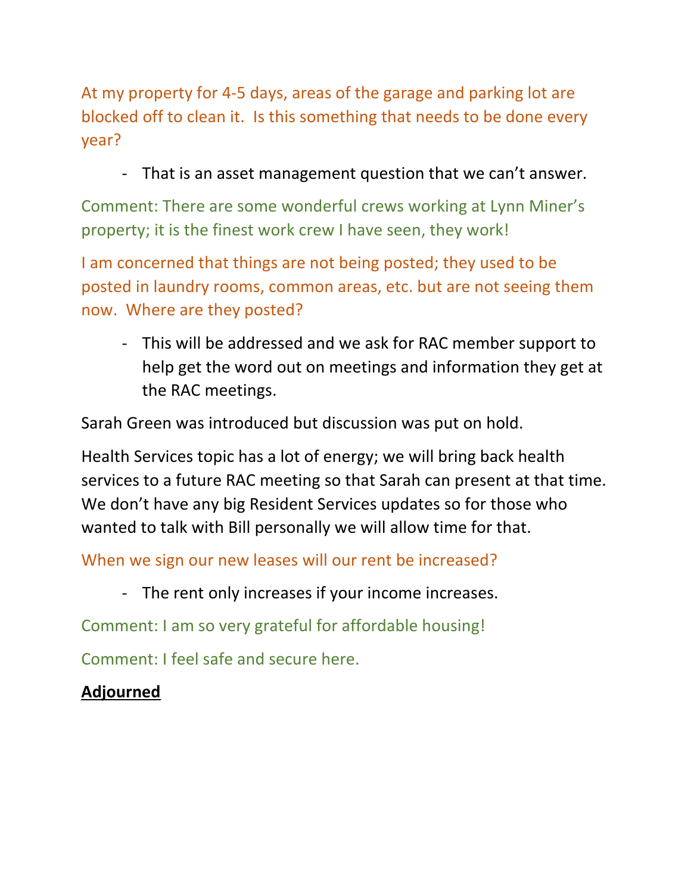At my property for 4-5 days, areas of the garage and parking lot are blocked off to clean it. Is this something that needs to be done every year?

- That is an asset management question that we can't answer.

Comment: There are some wonderful crews working at Lynn Miner's property; it is the finest work crew I have seen, they work!

I am concerned that things are not being posted; they used to be posted in laundry rooms, common areas, etc. but are not seeing them now. Where are they posted?

- This will be addressed and we ask for RAC member support to help get the word out on meetings and information they get at the RAC meetings.

Sarah Green was introduced but discussion was put on hold.

Health Services topic has a lot of energy; we will bring back health services to a future RAC meeting so that Sarah can present at that time. We don't have any big Resident Services updates so for those who wanted to talk with Bill personally we will allow time for that.

When we sign our new leases will our rent be increased?

- The rent only increases if your income increases.

Comment: I am so very grateful for affordable housing!

Comment: I feel safe and secure here.

**Adjourned**